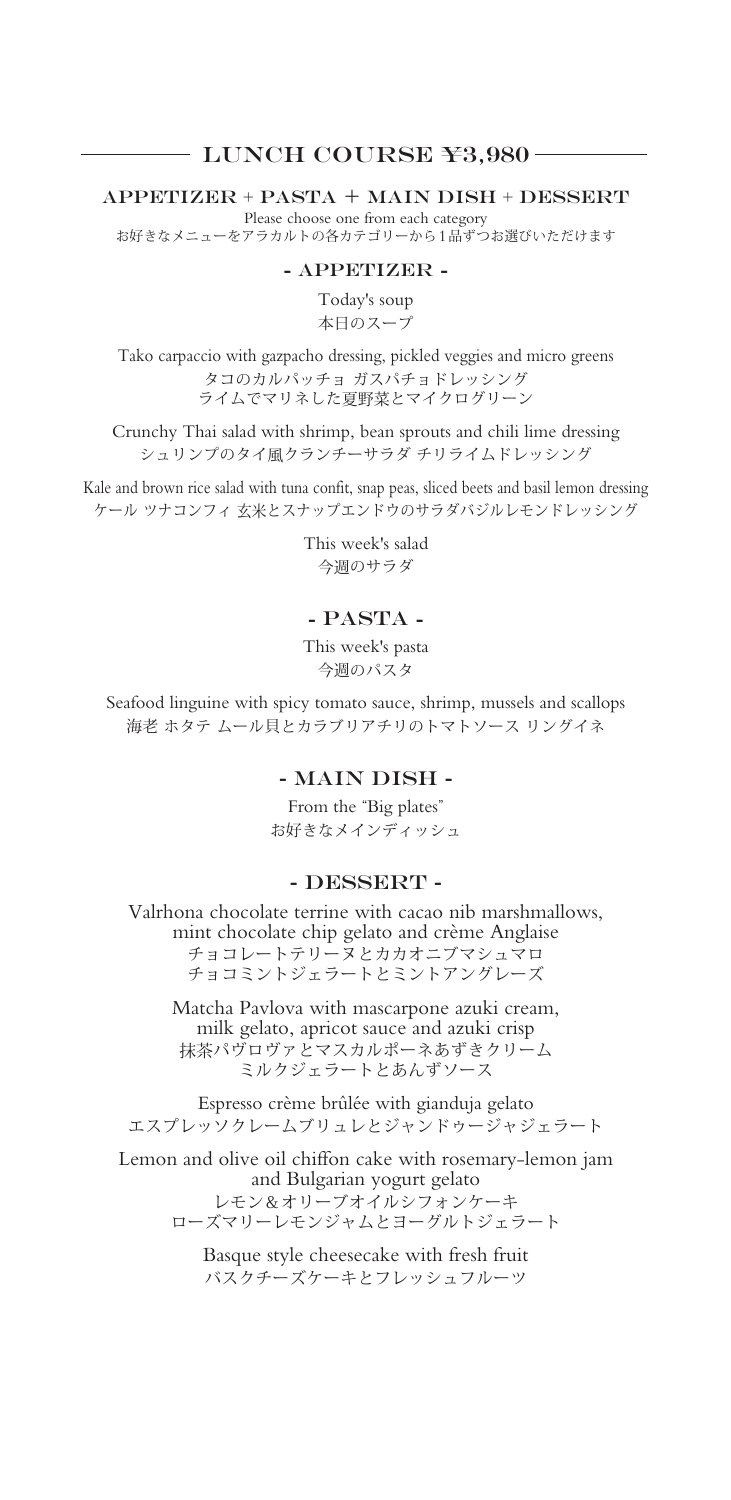# LUNCH COURSE ¥3,980

## APPETIZER + PASTA + MAIN DISH + DESSERT

Please choose one from each category
お好きなメニューをアラカルトの各カテゴリーから1品ずつお選びいただけます

### - APPETIZER -

Today's soup
本日のスープ

Tako carpaccio with gazpacho dressing, pickled veggies and micro greens
タコのカルパッチョ ガスパチョドレッシング
ライムでマリネした夏野菜とマイクログリーン

Crunchy Thai salad with shrimp, bean sprouts and chili lime dressing
シュリンプのタイ風クランチーサラダ チリライムドレッシング

Kale and brown rice salad with tuna confit, snap peas, sliced beets and basil lemon dressing
ケール ツナコンフィ 玄米とスナップエンドウのサラダバジルレモンドレッシング

This week's salad
今週のサラダ

### - PASTA -

This week's pasta
今週のパスタ

Seafood linguine with spicy tomato sauce, shrimp, mussels and scallops
海老 ホタテ ムール貝とカラブリアチリのトマトソース リングイネ

### - MAIN DISH -

From the "Big plates"
お好きなメインディッシュ

### - DESSERT -

Valrhona chocolate terrine with cacao nib marshmallows,
mint chocolate chip gelato and crème Anglaise
チョコレートテリーヌとカカオニブマシュマロ
チョコミントジェラートとミントアングレーズ

Matcha Pavlova with mascarpone azuki cream,
milk gelato, apricot sauce and azuki crisp
抹茶パヴロヴァとマスカルポーネあずきクリーム
ミルクジェラートとあんずソース

Espresso crème brûlée with gianduja gelato
エスプレッソクレームブリュレとジャンドゥージャジェラート

Lemon and olive oil chiffon cake with rosemary-lemon jam
and Bulgarian yogurt gelato
レモン＆オリーブオイルシフォンケーキ
ローズマリーレモンジャムとヨーグルトジェラート

Basque style cheesecake with fresh fruit
バスクチーズケーキとフレッシュフルーツ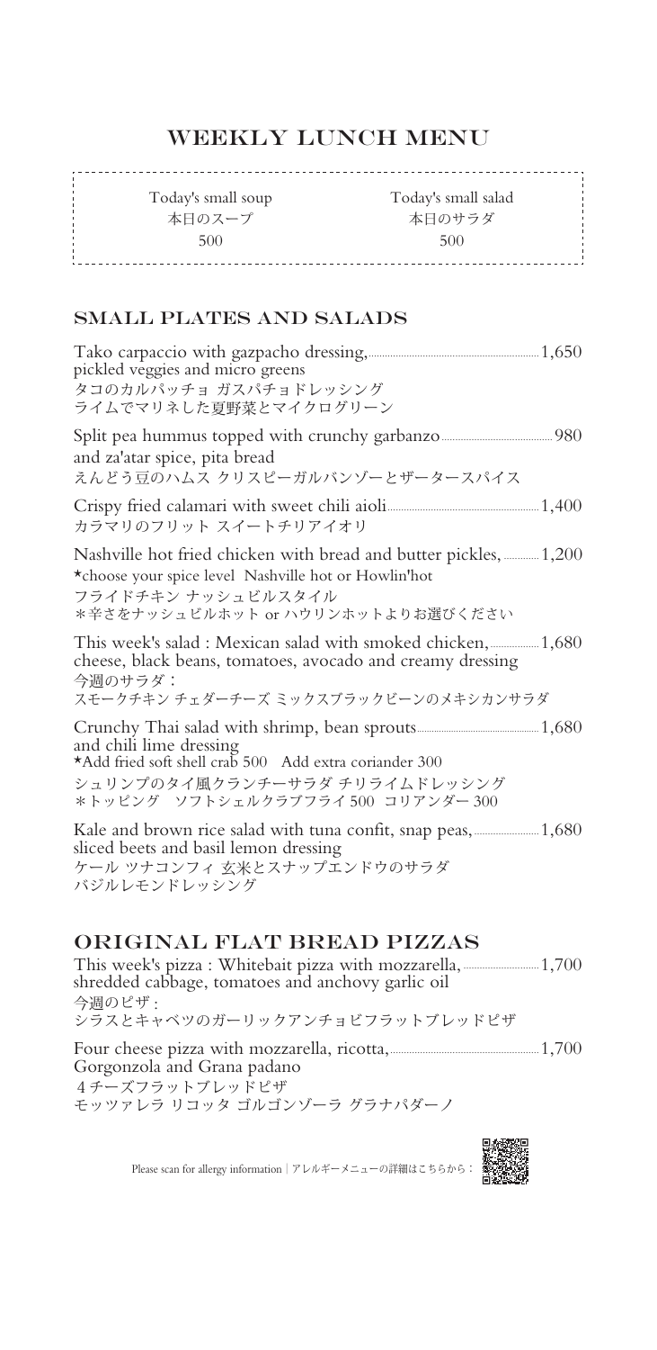# WEEKLY LUNCH MENU

| Today's small soup<br>本日のスープ<br>500 | Today's small salad<br>本日のサラダ<br>500 |
| --- | --- |

## SMALL PLATES AND SALADS

Tako carpaccio with gazpacho dressing, pickled veggies and micro greens ... 1,650
タコのカルパッチョ ガスパチョドレッシング
ライムでマリネした夏野菜とマイクログリーン

Split pea hummus topped with crunchy garbanzo and za'atar spice, pita bread ... 980
えんどう豆のハムス クリスピーガルバンゾーとザータースパイス

Crispy fried calamari with sweet chili aioli ... 1,400
カラマリのフリット スイートチリアイオリ

Nashville hot fried chicken with bread and butter pickles, ... 1,200
*choose your spice level Nashville hot or Howlin'hot
フライドチキン ナッシュビルスタイル
*辛さをナッシュビルホット or ハウリンホットよりお選びください

This week's salad : Mexican salad with smoked chicken, cheese, black beans, tomatoes, avocado and creamy dressing ... 1,680
今週のサラダ：
スモークチキン チェダーチーズ ミックスブラックビーンのメキシカンサラダ

Crunchy Thai salad with shrimp, bean sprouts and chili lime dressing ... 1,680
*Add fried soft shell crab 500 Add extra coriander 300
シュリンプのタイ風クランチーサラダ チリライムドレッシング
*トッピング ソフトシェルクラブフライ 500 コリアンダー 300

Kale and brown rice salad with tuna confit, snap peas, sliced beets and basil lemon dressing ... 1,680
ケール ツナコンフィ 玄米とスナップエンドウのサラダ
バジルレモンドレッシング

## ORIGINAL FLAT BREAD PIZZAS

This week's pizza : Whitebait pizza with mozzarella, shredded cabbage, tomatoes and anchovy garlic oil ... 1,700
今週のピザ：
シラスとキャベツのガーリックアンチョビフラットブレッドピザ

Four cheese pizza with mozzarella, ricotta, Gorgonzola and Grana padano ... 1,700
4チーズフラットブレッドピザ
モッツァレラ リコッタ ゴルゴンゾーラ グラナパダーノ

Please scan for allergy information | アレルギーメニューの詳細はこちらから：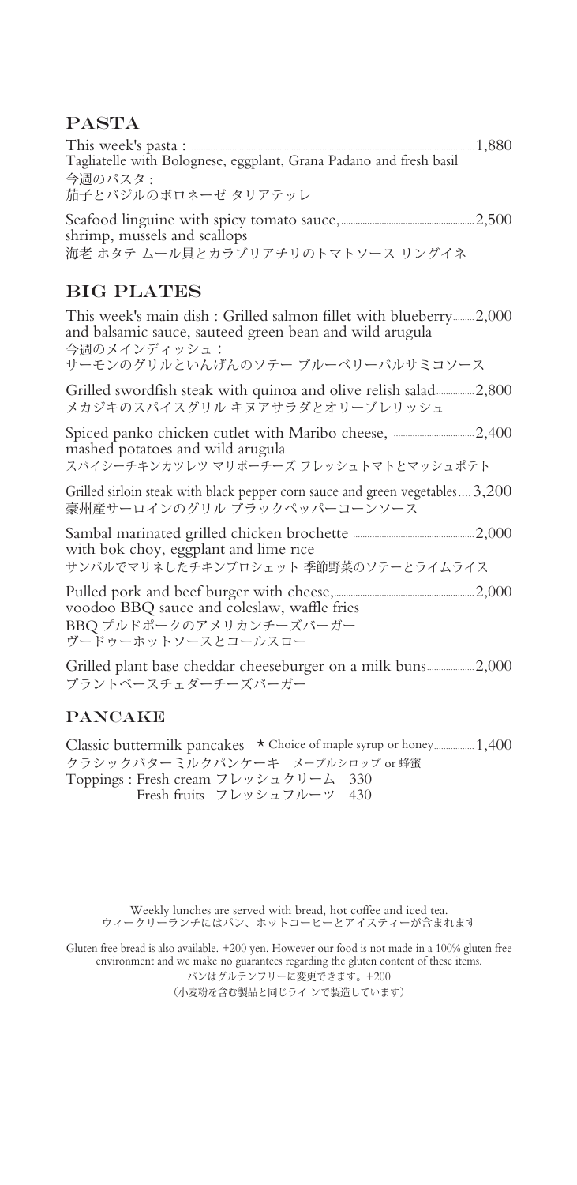## PASTA

This week's pasta : ........ 1,880
Tagliatelle with Bolognese, eggplant, Grana Padano and fresh basil
今週のパスタ :
茄子とバジルのボロネーゼ タリアテッレ

Seafood linguine with spicy tomato sauce, ........ 2,500
shrimp, mussels and scallops
海老 ホタテ ムール貝とカラブリアチリのトマトソース リングイネ

## BIG PLATES

This week's main dish : Grilled salmon fillet with blueberry ........ 2,000
and balsamic sauce, sauteed green bean and wild arugula
今週のメインディッシュ :
サーモンのグリルといんげんのソテー ブルーベリーバルサミコソース

Grilled swordfish steak with quinoa and olive relish salad ........ 2,800
メカジキのスパイスグリル キヌアサラダとオリーブレリッシュ

Spiced panko chicken cutlet with Maribo cheese, ........ 2,400
mashed potatoes and wild arugula
スパイシーチキンカツレツ マリボーチーズ フレッシュトマトとマッシュポテト

Grilled sirloin steak with black pepper corn sauce and green vegetables .... 3,200
豪州産サーロインのグリル ブラックペッパーコーンソース

Sambal marinated grilled chicken brochette ........ 2,000
with bok choy, eggplant and lime rice
サンバルでマリネしたチキンブロシェット 季節野菜のソテーとライムライス

Pulled pork and beef burger with cheese, ........ 2,000
voodoo BBQ sauce and coleslaw, waffle fries
BBQ プルドポークのアメリカンチーズバーガー
ヴードゥーホットソースとコールスロー

Grilled plant base cheddar cheeseburger on a milk buns ........ 2,000
プラントベースチェダーチーズバーガー

## PANCAKE

Classic buttermilk pancakes ★ Choice of maple syrup or honey ........ 1,400
クラシックバターミルクパンケーキ メープルシロップ or 蜂蜜
Toppings : Fresh cream フレッシュクリーム 330
Fresh fruits フレッシュフルーツ 430

Weekly lunches are served with bread, hot coffee and iced tea.
ウィークリーランチにはパン、ホットコーヒーとアイスティーが含まれます

Gluten free bread is also available. +200 yen. However our food is not made in a 100% gluten free environment and we make no guarantees regarding the gluten content of these items.
パンはグルテンフリーに変更できます。+200
（小麦粉を含む製品と同じライ ンで製造しています）